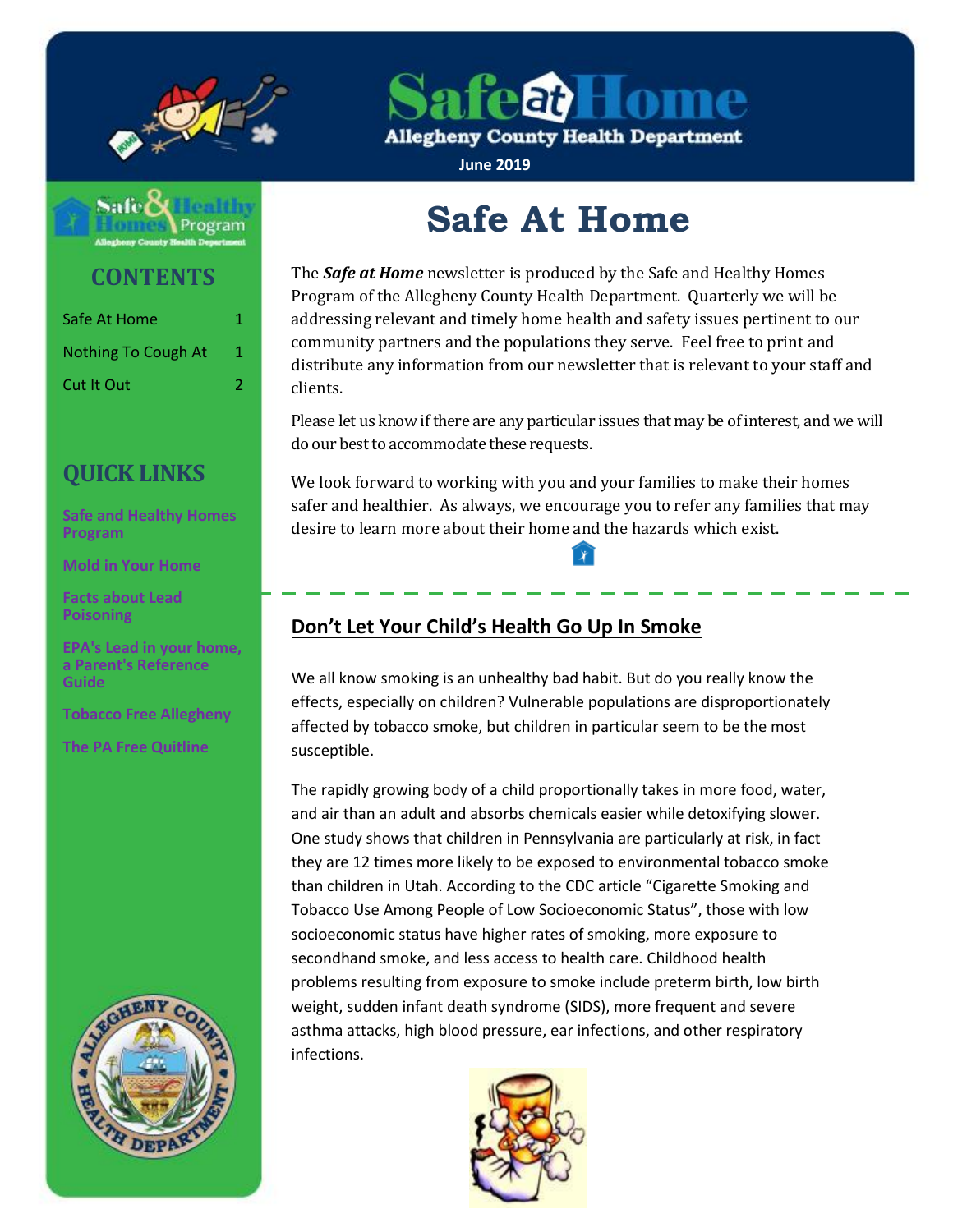# Safe at Home

Allegheny County Health Department

June 2019

Safe & Healthy Homes Program
Allegheny County Health Department

## CONTENTS

| | |
|---|---|
| Safe At Home | 1 |
| Nothing To Cough At | 1 |
| Cut It Out | 2 |

## QUICK LINKS

Safe and Healthy Homes Program

Mold in Your Home

Facts about Lead Poisoning

EPA's Lead in your home, a Parent's Reference Guide

Tobacco Free Allegheny

The PA Free Quitline

# Safe At Home

The ***Safe at Home*** newsletter is produced by the Safe and Healthy Homes Program of the Allegheny County Health Department. Quarterly we will be addressing relevant and timely home health and safety issues pertinent to our community partners and the populations they serve. Feel free to print and distribute any information from our newsletter that is relevant to your staff and clients.

Please let us know if there are any particular issues that may be of interest, and we will do our best to accommodate these requests.

We look forward to working with you and your families to make their homes safer and healthier. As always, we encourage you to refer any families that may desire to learn more about their home and the hazards which exist.

## Don't Let Your Child's Health Go Up In Smoke

We all know smoking is an unhealthy bad habit. But do you really know the effects, especially on children? Vulnerable populations are disproportionately affected by tobacco smoke, but children in particular seem to be the most susceptible.

The rapidly growing body of a child proportionally takes in more food, water, and air than an adult and absorbs chemicals easier while detoxifying slower. One study shows that children in Pennsylvania are particularly at risk, in fact they are 12 times more likely to be exposed to environmental tobacco smoke than children in Utah. According to the CDC article "Cigarette Smoking and Tobacco Use Among People of Low Socioeconomic Status", those with low socioeconomic status have higher rates of smoking, more exposure to secondhand smoke, and less access to health care. Childhood health problems resulting from exposure to smoke include preterm birth, low birth weight, sudden infant death syndrome (SIDS), more frequent and severe asthma attacks, high blood pressure, ear infections, and other respiratory infections.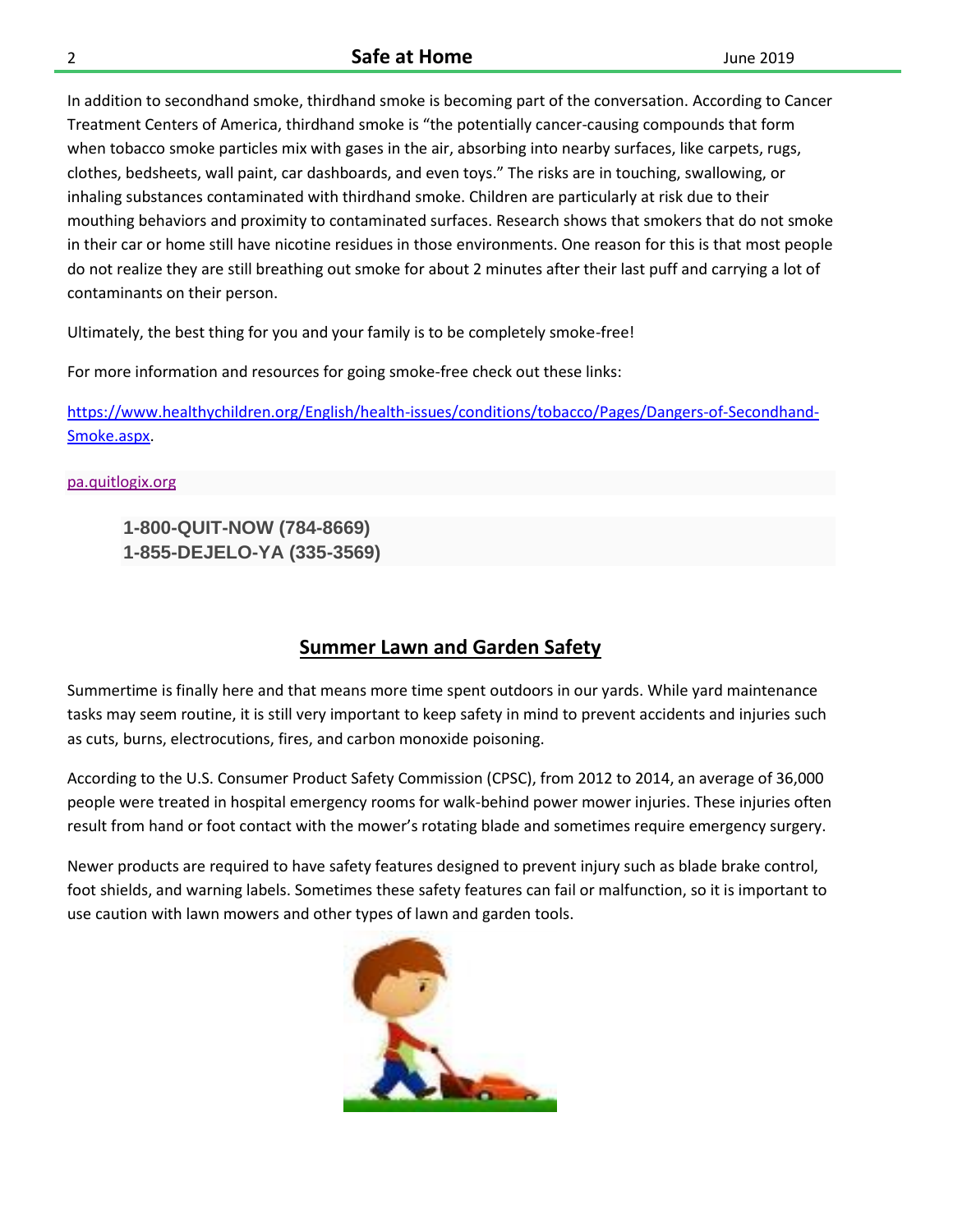In addition to secondhand smoke, thirdhand smoke is becoming part of the conversation. According to Cancer Treatment Centers of America, thirdhand smoke is "the potentially cancer-causing compounds that form when tobacco smoke particles mix with gases in the air, absorbing into nearby surfaces, like carpets, rugs, clothes, bedsheets, wall paint, car dashboards, and even toys." The risks are in touching, swallowing, or inhaling substances contaminated with thirdhand smoke. Children are particularly at risk due to their mouthing behaviors and proximity to contaminated surfaces. Research shows that smokers that do not smoke in their car or home still have nicotine residues in those environments. One reason for this is that most people do not realize they are still breathing out smoke for about 2 minutes after their last puff and carrying a lot of contaminants on their person.

Ultimately, the best thing for you and your family is to be completely smoke-free!

For more information and resources for going smoke-free check out these links:

https://www.healthychildren.org/English/health-issues/conditions/tobacco/Pages/Dangers-of-Secondhand-Smoke.aspx.

pa.quitlogix.org

**1-800-QUIT-NOW (784-8669)**
**1-855-DEJELO-YA (335-3569)**

## Summer Lawn and Garden Safety

Summertime is finally here and that means more time spent outdoors in our yards. While yard maintenance tasks may seem routine, it is still very important to keep safety in mind to prevent accidents and injuries such as cuts, burns, electrocutions, fires, and carbon monoxide poisoning.

According to the U.S. Consumer Product Safety Commission (CPSC), from 2012 to 2014, an average of 36,000 people were treated in hospital emergency rooms for walk-behind power mower injuries. These injuries often result from hand or foot contact with the mower's rotating blade and sometimes require emergency surgery.

Newer products are required to have safety features designed to prevent injury such as blade brake control, foot shields, and warning labels. Sometimes these safety features can fail or malfunction, so it is important to use caution with lawn mowers and other types of lawn and garden tools.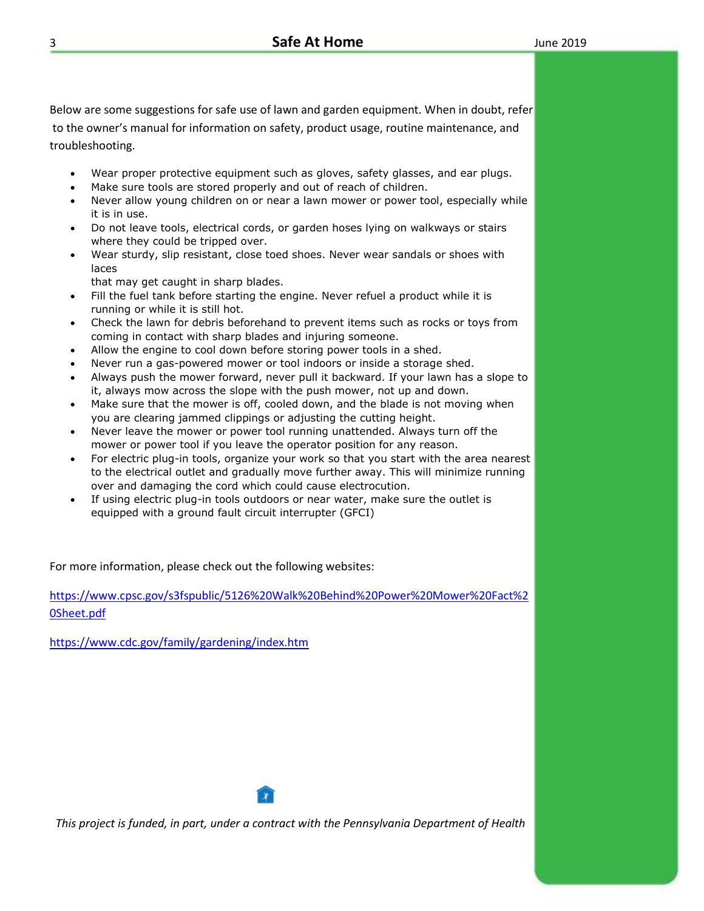Below are some suggestions for safe use of lawn and garden equipment. When in doubt, refer to the owner's manual for information on safety, product usage, routine maintenance, and troubleshooting.

- Wear proper protective equipment such as gloves, safety glasses, and ear plugs.
- Make sure tools are stored properly and out of reach of children.
- Never allow young children on or near a lawn mower or power tool, especially while it is in use.
- Do not leave tools, electrical cords, or garden hoses lying on walkways or stairs where they could be tripped over.
- Wear sturdy, slip resistant, close toed shoes. Never wear sandals or shoes with laces that may get caught in sharp blades.
- Fill the fuel tank before starting the engine. Never refuel a product while it is running or while it is still hot.
- Check the lawn for debris beforehand to prevent items such as rocks or toys from coming in contact with sharp blades and injuring someone.
- Allow the engine to cool down before storing power tools in a shed.
- Never run a gas-powered mower or tool indoors or inside a storage shed.
- Always push the mower forward, never pull it backward. If your lawn has a slope to it, always mow across the slope with the push mower, not up and down.
- Make sure that the mower is off, cooled down, and the blade is not moving when you are clearing jammed clippings or adjusting the cutting height.
- Never leave the mower or power tool running unattended. Always turn off the mower or power tool if you leave the operator position for any reason.
- For electric plug-in tools, organize your work so that you start with the area nearest to the electrical outlet and gradually move further away. This will minimize running over and damaging the cord which could cause electrocution.
- If using electric plug-in tools outdoors or near water, make sure the outlet is equipped with a ground fault circuit interrupter (GFCI)

For more information, please check out the following websites:

https://www.cpsc.gov/s3fspublic/5126%20Walk%20Behind%20Power%20Mower%20Fact%20Sheet.pdf

https://www.cdc.gov/family/gardening/index.htm

*This project is funded, in part, under a contract with the Pennsylvania Department of Health*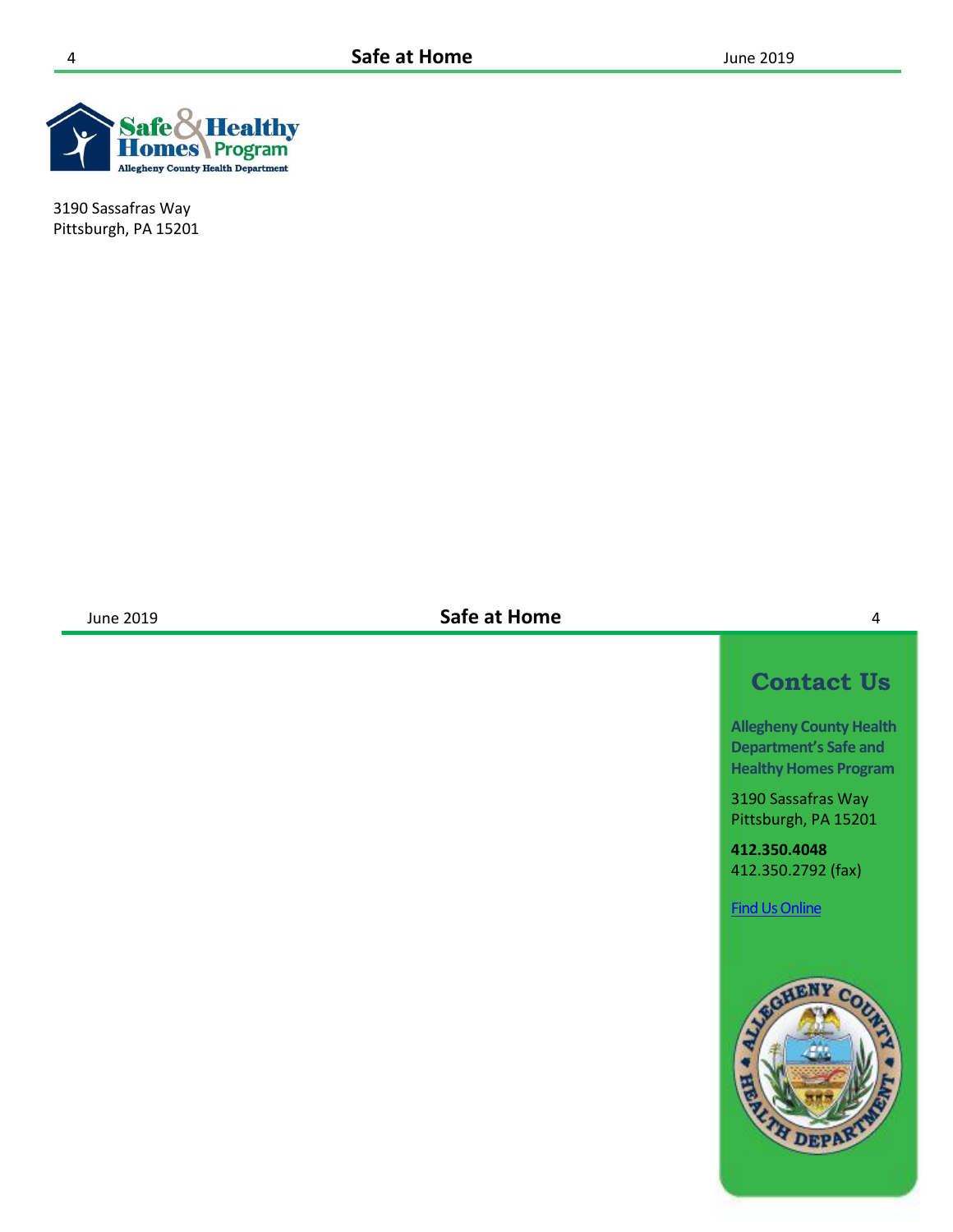Safe & Healthy Homes Program

Allegheny County Health Department

3190 Sassafras Way
Pittsburgh, PA 15201

## Contact Us

**Allegheny County Health Department's Safe and Healthy Homes Program**

3190 Sassafras Way
Pittsburgh, PA 15201

**412.350.4048**
412.350.2792 (fax)

Find Us Online